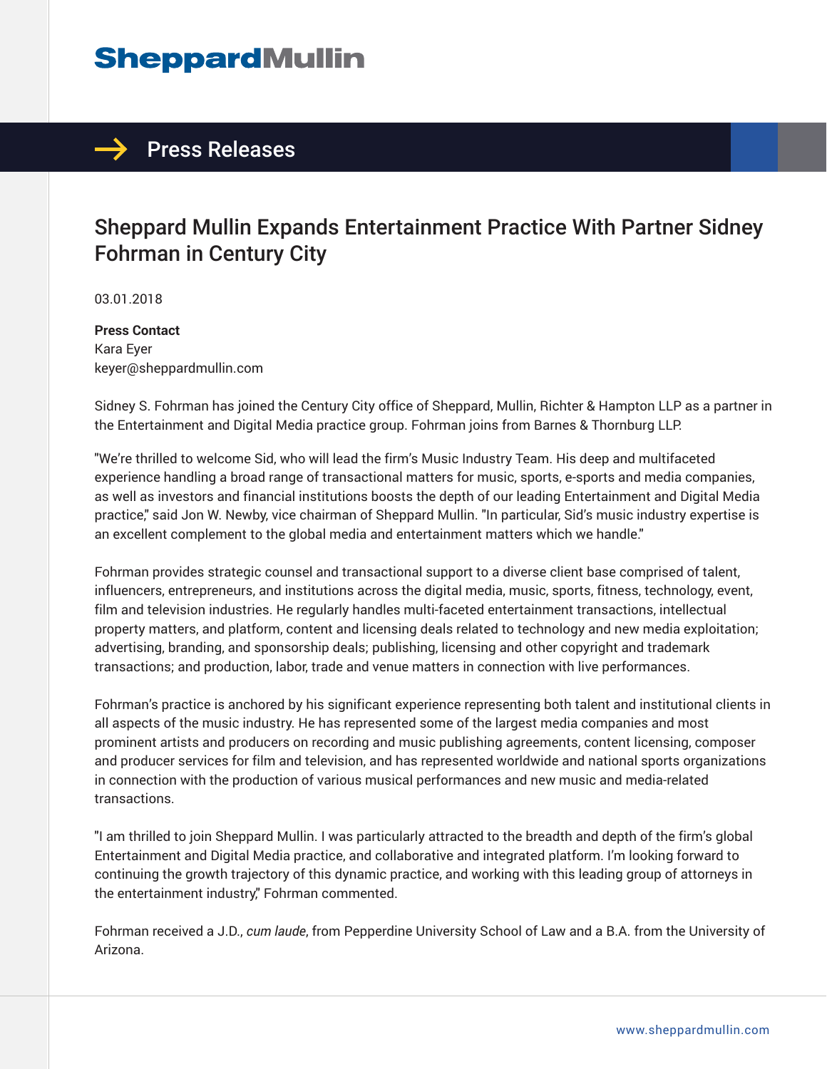# Sheppard Mullin

## Press Releases

### Sheppard Mullin Expands Entertainment Practice With Partner Sidney Fohrman in Century City

03.01.2018

**Press Contact**
Kara Eyer
keyer@sheppardmullin.com

Sidney S. Fohrman has joined the Century City office of Sheppard, Mullin, Richter & Hampton LLP as a partner in the Entertainment and Digital Media practice group. Fohrman joins from Barnes & Thornburg LLP.

"We're thrilled to welcome Sid, who will lead the firm's Music Industry Team. His deep and multifaceted experience handling a broad range of transactional matters for music, sports, e-sports and media companies, as well as investors and financial institutions boosts the depth of our leading Entertainment and Digital Media practice," said Jon W. Newby, vice chairman of Sheppard Mullin. "In particular, Sid's music industry expertise is an excellent complement to the global media and entertainment matters which we handle."

Fohrman provides strategic counsel and transactional support to a diverse client base comprised of talent, influencers, entrepreneurs, and institutions across the digital media, music, sports, fitness, technology, event, film and television industries. He regularly handles multi-faceted entertainment transactions, intellectual property matters, and platform, content and licensing deals related to technology and new media exploitation; advertising, branding, and sponsorship deals; publishing, licensing and other copyright and trademark transactions; and production, labor, trade and venue matters in connection with live performances.

Fohrman's practice is anchored by his significant experience representing both talent and institutional clients in all aspects of the music industry. He has represented some of the largest media companies and most prominent artists and producers on recording and music publishing agreements, content licensing, composer and producer services for film and television, and has represented worldwide and national sports organizations in connection with the production of various musical performances and new music and media-related transactions.

"I am thrilled to join Sheppard Mullin. I was particularly attracted to the breadth and depth of the firm's global Entertainment and Digital Media practice, and collaborative and integrated platform. I'm looking forward to continuing the growth trajectory of this dynamic practice, and working with this leading group of attorneys in the entertainment industry," Fohrman commented.

Fohrman received a J.D., *cum laude*, from Pepperdine University School of Law and a B.A. from the University of Arizona.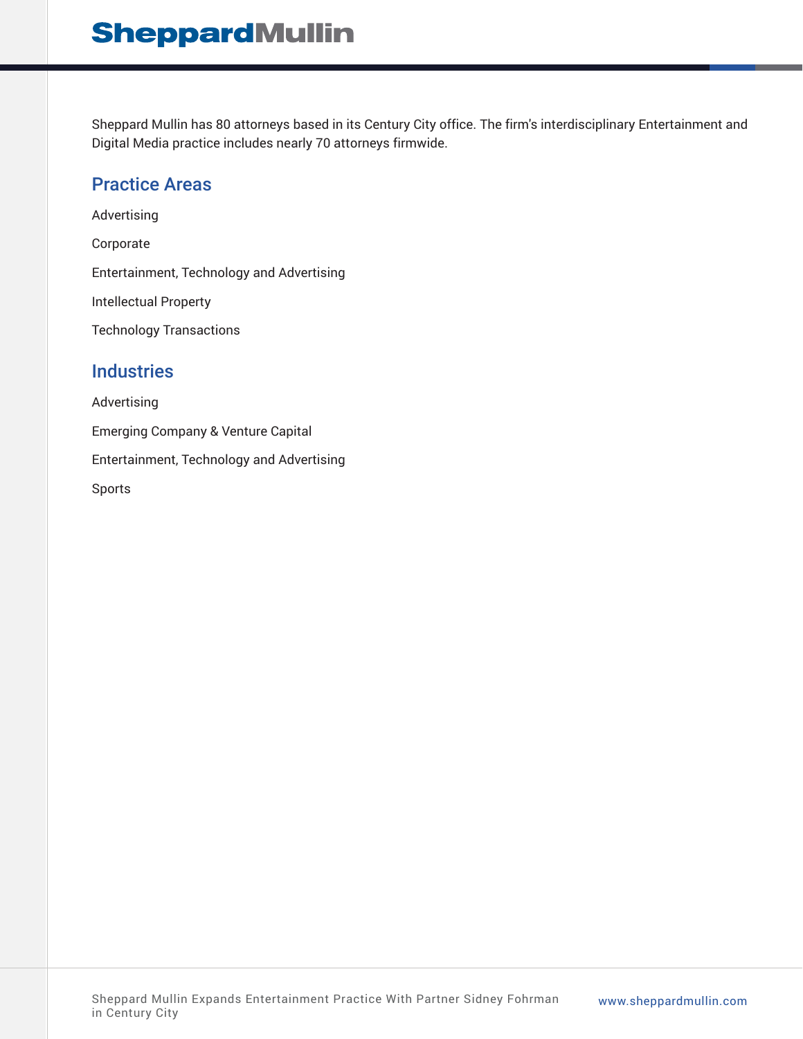Sheppard Mullin has 80 attorneys based in its Century City office. The firm's interdisciplinary Entertainment and Digital Media practice includes nearly 70 attorneys firmwide.

## Practice Areas

Advertising

Corporate

Entertainment, Technology and Advertising

Intellectual Property

Technology Transactions

## Industries

Advertising

Emerging Company & Venture Capital

Entertainment, Technology and Advertising

Sports